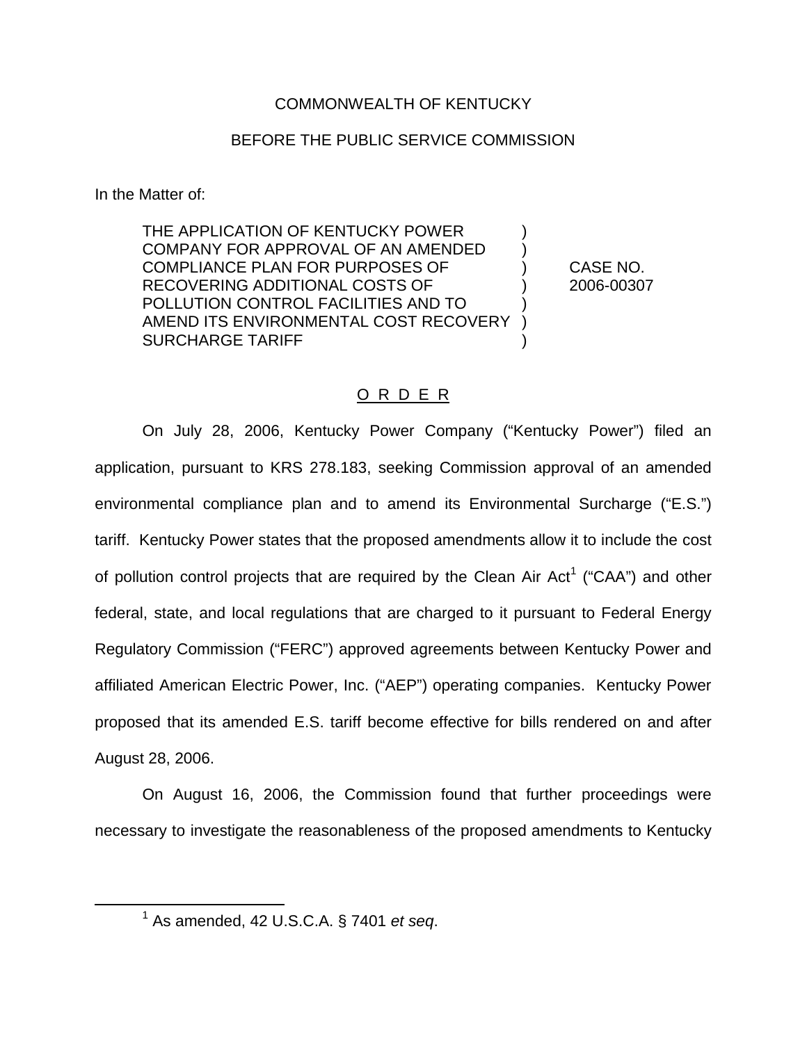COMMONWEALTH OF KENTUCKY

BEFORE THE PUBLIC SERVICE COMMISSION

In the Matter of:

| | | |
|---|---|---|
| THE APPLICATION OF KENTUCKY POWER COMPANY FOR APPROVAL OF AN AMENDED COMPLIANCE PLAN FOR PURPOSES OF RECOVERING ADDITIONAL COSTS OF POLLUTION CONTROL FACILITIES AND TO AMEND ITS ENVIRONMENTAL COST RECOVERY SURCHARGE TARIFF | ) | CASE NO. 2006-00307 |

## O R D E R

On July 28, 2006, Kentucky Power Company ("Kentucky Power") filed an application, pursuant to KRS 278.183, seeking Commission approval of an amended environmental compliance plan and to amend its Environmental Surcharge ("E.S.") tariff. Kentucky Power states that the proposed amendments allow it to include the cost of pollution control projects that are required by the Clean Air Act[1] ("CAA") and other federal, state, and local regulations that are charged to it pursuant to Federal Energy Regulatory Commission ("FERC") approved agreements between Kentucky Power and affiliated American Electric Power, Inc. ("AEP") operating companies. Kentucky Power proposed that its amended E.S. tariff become effective for bills rendered on and after August 28, 2006.

On August 16, 2006, the Commission found that further proceedings were necessary to investigate the reasonableness of the proposed amendments to Kentucky

---

[1] As amended, 42 U.S.C.A. § 7401 *et seq*.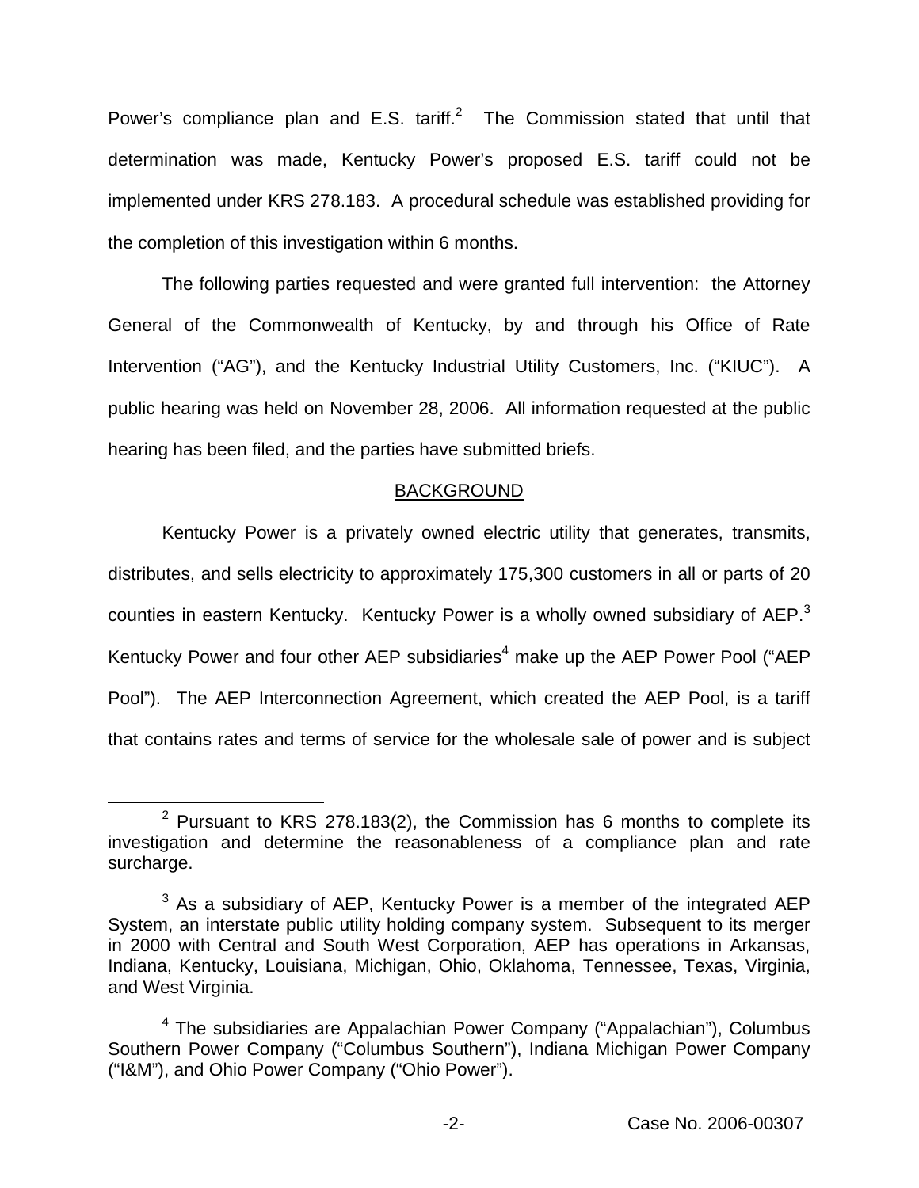Power's compliance plan and E.S. tariff.[2] The Commission stated that until that determination was made, Kentucky Power's proposed E.S. tariff could not be implemented under KRS 278.183. A procedural schedule was established providing for the completion of this investigation within 6 months.

The following parties requested and were granted full intervention: the Attorney General of the Commonwealth of Kentucky, by and through his Office of Rate Intervention ("AG"), and the Kentucky Industrial Utility Customers, Inc. ("KIUC"). A public hearing was held on November 28, 2006. All information requested at the public hearing has been filed, and the parties have submitted briefs.

## BACKGROUND

Kentucky Power is a privately owned electric utility that generates, transmits, distributes, and sells electricity to approximately 175,300 customers in all or parts of 20 counties in eastern Kentucky. Kentucky Power is a wholly owned subsidiary of AEP.[3] Kentucky Power and four other AEP subsidiaries[4] make up the AEP Power Pool ("AEP Pool"). The AEP Interconnection Agreement, which created the AEP Pool, is a tariff that contains rates and terms of service for the wholesale sale of power and is subject

[2] Pursuant to KRS 278.183(2), the Commission has 6 months to complete its investigation and determine the reasonableness of a compliance plan and rate surcharge.

[3] As a subsidiary of AEP, Kentucky Power is a member of the integrated AEP System, an interstate public utility holding company system. Subsequent to its merger in 2000 with Central and South West Corporation, AEP has operations in Arkansas, Indiana, Kentucky, Louisiana, Michigan, Ohio, Oklahoma, Tennessee, Texas, Virginia, and West Virginia.

[4] The subsidiaries are Appalachian Power Company ("Appalachian"), Columbus Southern Power Company ("Columbus Southern"), Indiana Michigan Power Company ("I&M"), and Ohio Power Company ("Ohio Power").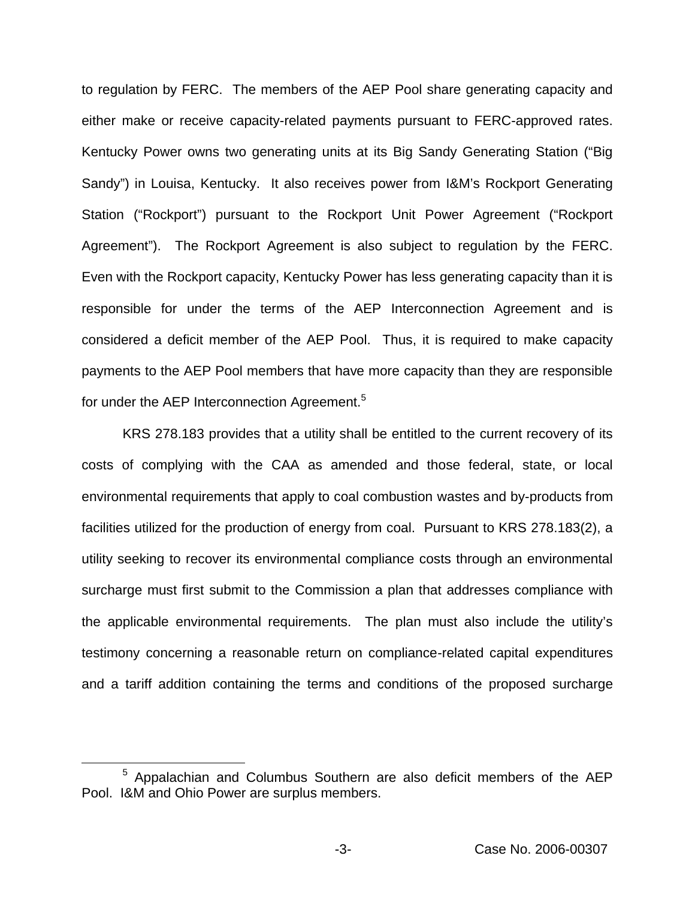to regulation by FERC. The members of the AEP Pool share generating capacity and either make or receive capacity-related payments pursuant to FERC-approved rates. Kentucky Power owns two generating units at its Big Sandy Generating Station ("Big Sandy") in Louisa, Kentucky. It also receives power from I&M's Rockport Generating Station ("Rockport") pursuant to the Rockport Unit Power Agreement ("Rockport Agreement"). The Rockport Agreement is also subject to regulation by the FERC. Even with the Rockport capacity, Kentucky Power has less generating capacity than it is responsible for under the terms of the AEP Interconnection Agreement and is considered a deficit member of the AEP Pool. Thus, it is required to make capacity payments to the AEP Pool members that have more capacity than they are responsible for under the AEP Interconnection Agreement.[5]

KRS 278.183 provides that a utility shall be entitled to the current recovery of its costs of complying with the CAA as amended and those federal, state, or local environmental requirements that apply to coal combustion wastes and by-products from facilities utilized for the production of energy from coal. Pursuant to KRS 278.183(2), a utility seeking to recover its environmental compliance costs through an environmental surcharge must first submit to the Commission a plan that addresses compliance with the applicable environmental requirements. The plan must also include the utility's testimony concerning a reasonable return on compliance-related capital expenditures and a tariff addition containing the terms and conditions of the proposed surcharge

[5] Appalachian and Columbus Southern are also deficit members of the AEP Pool. I&M and Ohio Power are surplus members.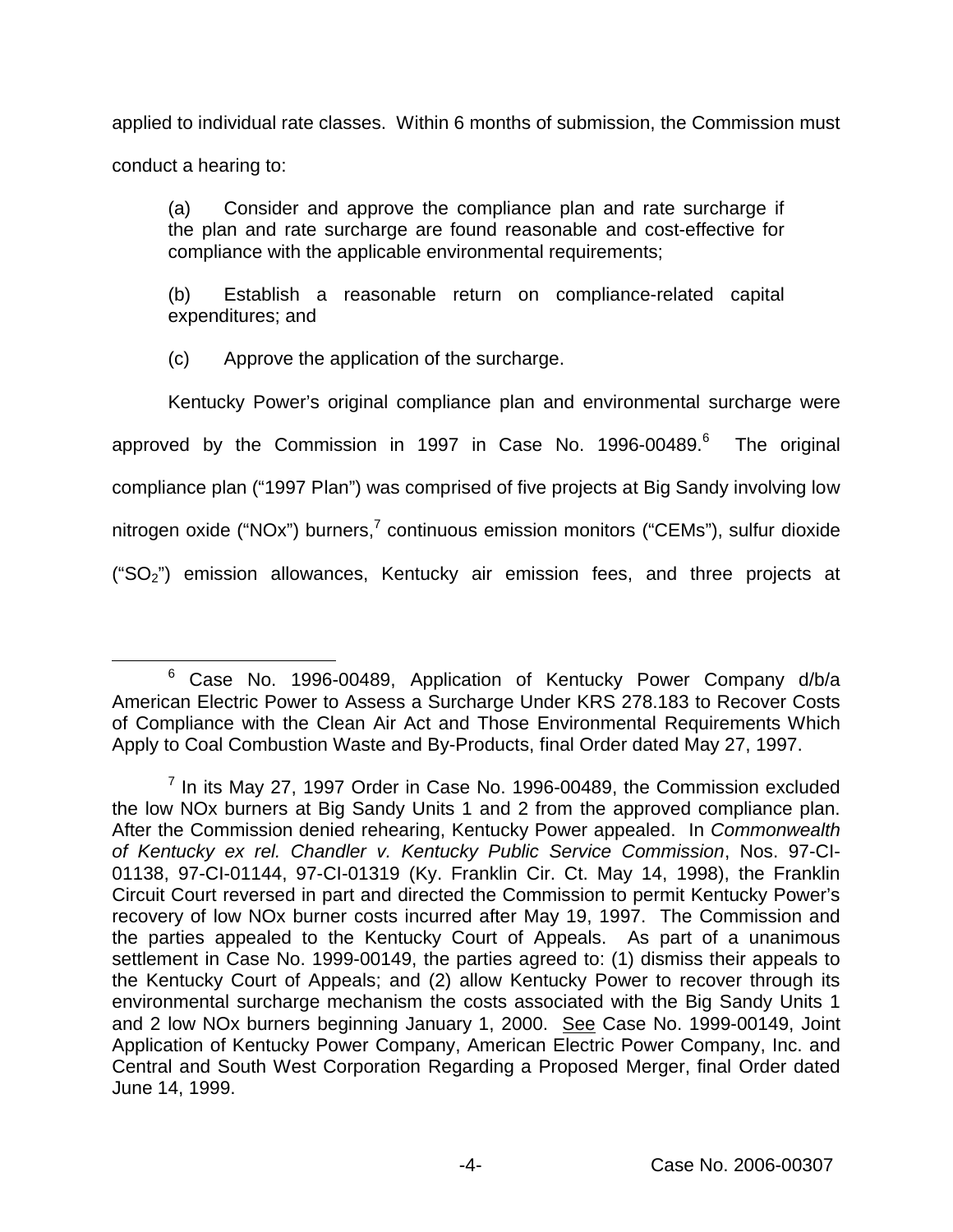applied to individual rate classes. Within 6 months of submission, the Commission must conduct a hearing to:

> (a) Consider and approve the compliance plan and rate surcharge if the plan and rate surcharge are found reasonable and cost-effective for compliance with the applicable environmental requirements;
>
> (b) Establish a reasonable return on compliance-related capital expenditures; and
>
> (c) Approve the application of the surcharge.

Kentucky Power's original compliance plan and environmental surcharge were approved by the Commission in 1997 in Case No. 1996-00489.[6] The original compliance plan ("1997 Plan") was comprised of five projects at Big Sandy involving low nitrogen oxide ("NOx") burners,[7] continuous emission monitors ("CEMs"), sulfur dioxide ("$SO_2$") emission allowances, Kentucky air emission fees, and three projects at

---

[6] Case No. 1996-00489, Application of Kentucky Power Company d/b/a American Electric Power to Assess a Surcharge Under KRS 278.183 to Recover Costs of Compliance with the Clean Air Act and Those Environmental Requirements Which Apply to Coal Combustion Waste and By-Products, final Order dated May 27, 1997.

[7] In its May 27, 1997 Order in Case No. 1996-00489, the Commission excluded the low NOx burners at Big Sandy Units 1 and 2 from the approved compliance plan. After the Commission denied rehearing, Kentucky Power appealed. In *Commonwealth of Kentucky ex rel. Chandler v. Kentucky Public Service Commission*, Nos. 97-CI-01138, 97-CI-01144, 97-CI-01319 (Ky. Franklin Cir. Ct. May 14, 1998), the Franklin Circuit Court reversed in part and directed the Commission to permit Kentucky Power's recovery of low NOx burner costs incurred after May 19, 1997. The Commission and the parties appealed to the Kentucky Court of Appeals. As part of a unanimous settlement in Case No. 1999-00149, the parties agreed to: (1) dismiss their appeals to the Kentucky Court of Appeals; and (2) allow Kentucky Power to recover through its environmental surcharge mechanism the costs associated with the Big Sandy Units 1 and 2 low NOx burners beginning January 1, 2000. <u>See</u> Case No. 1999-00149, Joint Application of Kentucky Power Company, American Electric Power Company, Inc. and Central and South West Corporation Regarding a Proposed Merger, final Order dated June 14, 1999.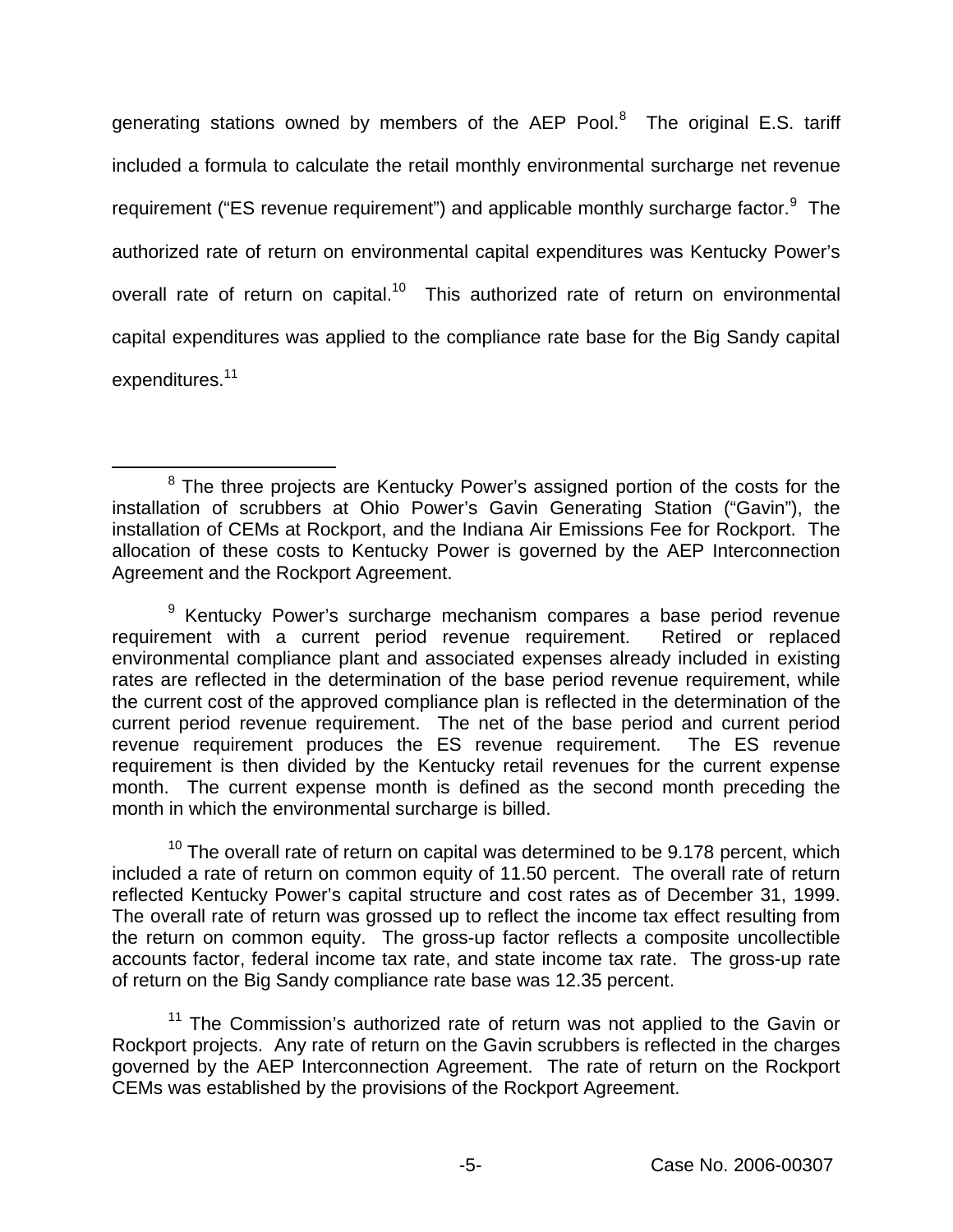generating stations owned by members of the AEP Pool.[8] The original E.S. tariff included a formula to calculate the retail monthly environmental surcharge net revenue requirement ("ES revenue requirement") and applicable monthly surcharge factor.[9] The authorized rate of return on environmental capital expenditures was Kentucky Power's overall rate of return on capital.[10] This authorized rate of return on environmental capital expenditures was applied to the compliance rate base for the Big Sandy capital expenditures.[11]

[8] The three projects are Kentucky Power's assigned portion of the costs for the installation of scrubbers at Ohio Power's Gavin Generating Station ("Gavin"), the installation of CEMs at Rockport, and the Indiana Air Emissions Fee for Rockport. The allocation of these costs to Kentucky Power is governed by the AEP Interconnection Agreement and the Rockport Agreement.

[9] Kentucky Power's surcharge mechanism compares a base period revenue requirement with a current period revenue requirement. Retired or replaced environmental compliance plant and associated expenses already included in existing rates are reflected in the determination of the base period revenue requirement, while the current cost of the approved compliance plan is reflected in the determination of the current period revenue requirement. The net of the base period and current period revenue requirement produces the ES revenue requirement. The ES revenue requirement is then divided by the Kentucky retail revenues for the current expense month. The current expense month is defined as the second month preceding the month in which the environmental surcharge is billed.

[10] The overall rate of return on capital was determined to be 9.178 percent, which included a rate of return on common equity of 11.50 percent. The overall rate of return reflected Kentucky Power's capital structure and cost rates as of December 31, 1999. The overall rate of return was grossed up to reflect the income tax effect resulting from the return on common equity. The gross-up factor reflects a composite uncollectible accounts factor, federal income tax rate, and state income tax rate. The gross-up rate of return on the Big Sandy compliance rate base was 12.35 percent.

[11] The Commission's authorized rate of return was not applied to the Gavin or Rockport projects. Any rate of return on the Gavin scrubbers is reflected in the charges governed by the AEP Interconnection Agreement. The rate of return on the Rockport CEMs was established by the provisions of the Rockport Agreement.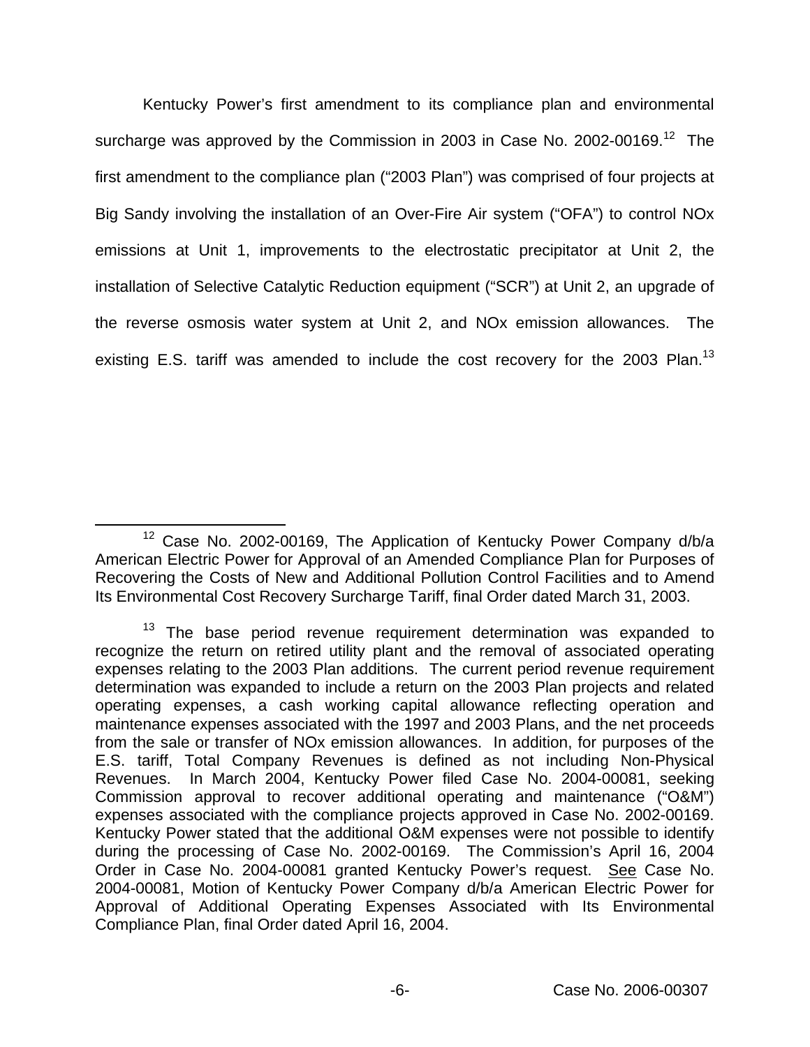Kentucky Power's first amendment to its compliance plan and environmental surcharge was approved by the Commission in 2003 in Case No. 2002-00169.[12] The first amendment to the compliance plan ("2003 Plan") was comprised of four projects at Big Sandy involving the installation of an Over-Fire Air system ("OFA") to control NOx emissions at Unit 1, improvements to the electrostatic precipitator at Unit 2, the installation of Selective Catalytic Reduction equipment ("SCR") at Unit 2, an upgrade of the reverse osmosis water system at Unit 2, and NOx emission allowances. The existing E.S. tariff was amended to include the cost recovery for the 2003 Plan.[13]

[12] Case No. 2002-00169, The Application of Kentucky Power Company d/b/a American Electric Power for Approval of an Amended Compliance Plan for Purposes of Recovering the Costs of New and Additional Pollution Control Facilities and to Amend Its Environmental Cost Recovery Surcharge Tariff, final Order dated March 31, 2003.

[13] The base period revenue requirement determination was expanded to recognize the return on retired utility plant and the removal of associated operating expenses relating to the 2003 Plan additions. The current period revenue requirement determination was expanded to include a return on the 2003 Plan projects and related operating expenses, a cash working capital allowance reflecting operation and maintenance expenses associated with the 1997 and 2003 Plans, and the net proceeds from the sale or transfer of NOx emission allowances. In addition, for purposes of the E.S. tariff, Total Company Revenues is defined as not including Non-Physical Revenues. In March 2004, Kentucky Power filed Case No. 2004-00081, seeking Commission approval to recover additional operating and maintenance ("O&M") expenses associated with the compliance projects approved in Case No. 2002-00169. Kentucky Power stated that the additional O&M expenses were not possible to identify during the processing of Case No. 2002-00169. The Commission's April 16, 2004 Order in Case No. 2004-00081 granted Kentucky Power's request. See Case No. 2004-00081, Motion of Kentucky Power Company d/b/a American Electric Power for Approval of Additional Operating Expenses Associated with Its Environmental Compliance Plan, final Order dated April 16, 2004.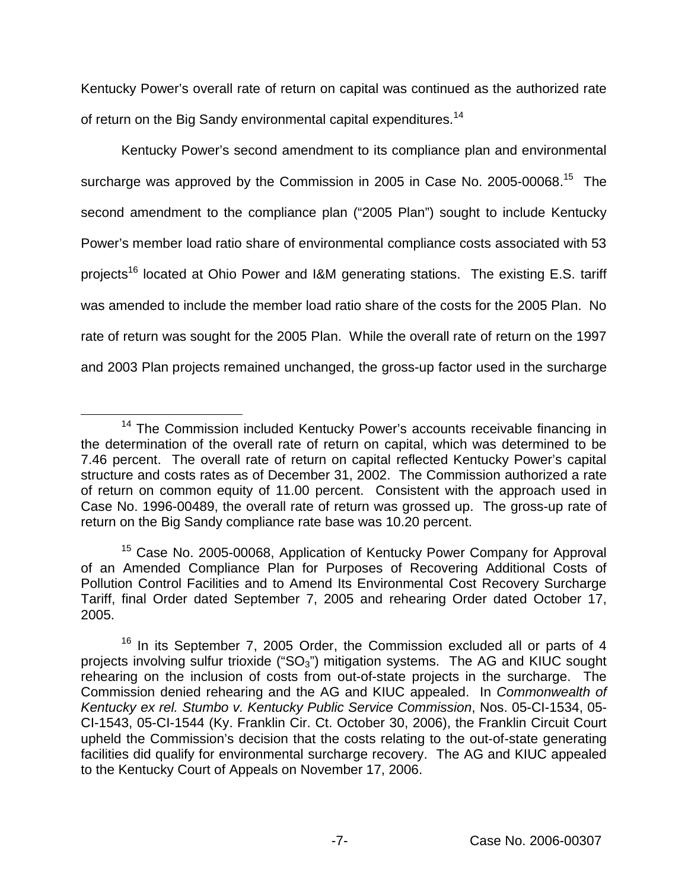Kentucky Power's overall rate of return on capital was continued as the authorized rate of return on the Big Sandy environmental capital expenditures.[14]

Kentucky Power's second amendment to its compliance plan and environmental surcharge was approved by the Commission in 2005 in Case No. 2005-00068.[15] The second amendment to the compliance plan ("2005 Plan") sought to include Kentucky Power's member load ratio share of environmental compliance costs associated with 53 projects[16] located at Ohio Power and I&M generating stations. The existing E.S. tariff was amended to include the member load ratio share of the costs for the 2005 Plan. No rate of return was sought for the 2005 Plan. While the overall rate of return on the 1997 and 2003 Plan projects remained unchanged, the gross-up factor used in the surcharge

---

[14] The Commission included Kentucky Power's accounts receivable financing in the determination of the overall rate of return on capital, which was determined to be 7.46 percent. The overall rate of return on capital reflected Kentucky Power's capital structure and costs rates as of December 31, 2002. The Commission authorized a rate of return on common equity of 11.00 percent. Consistent with the approach used in Case No. 1996-00489, the overall rate of return was grossed up. The gross-up rate of return on the Big Sandy compliance rate base was 10.20 percent.

[15] Case No. 2005-00068, Application of Kentucky Power Company for Approval of an Amended Compliance Plan for Purposes of Recovering Additional Costs of Pollution Control Facilities and to Amend Its Environmental Cost Recovery Surcharge Tariff, final Order dated September 7, 2005 and rehearing Order dated October 17, 2005.

[16] In its September 7, 2005 Order, the Commission excluded all or parts of 4 projects involving sulfur trioxide ("$SO_3$") mitigation systems. The AG and KIUC sought rehearing on the inclusion of costs from out-of-state projects in the surcharge. The Commission denied rehearing and the AG and KIUC appealed. In *Commonwealth of Kentucky ex rel. Stumbo v. Kentucky Public Service Commission*, Nos. 05-CI-1534, 05-CI-1543, 05-CI-1544 (Ky. Franklin Cir. Ct. October 30, 2006), the Franklin Circuit Court upheld the Commission's decision that the costs relating to the out-of-state generating facilities did qualify for environmental surcharge recovery. The AG and KIUC appealed to the Kentucky Court of Appeals on November 17, 2006.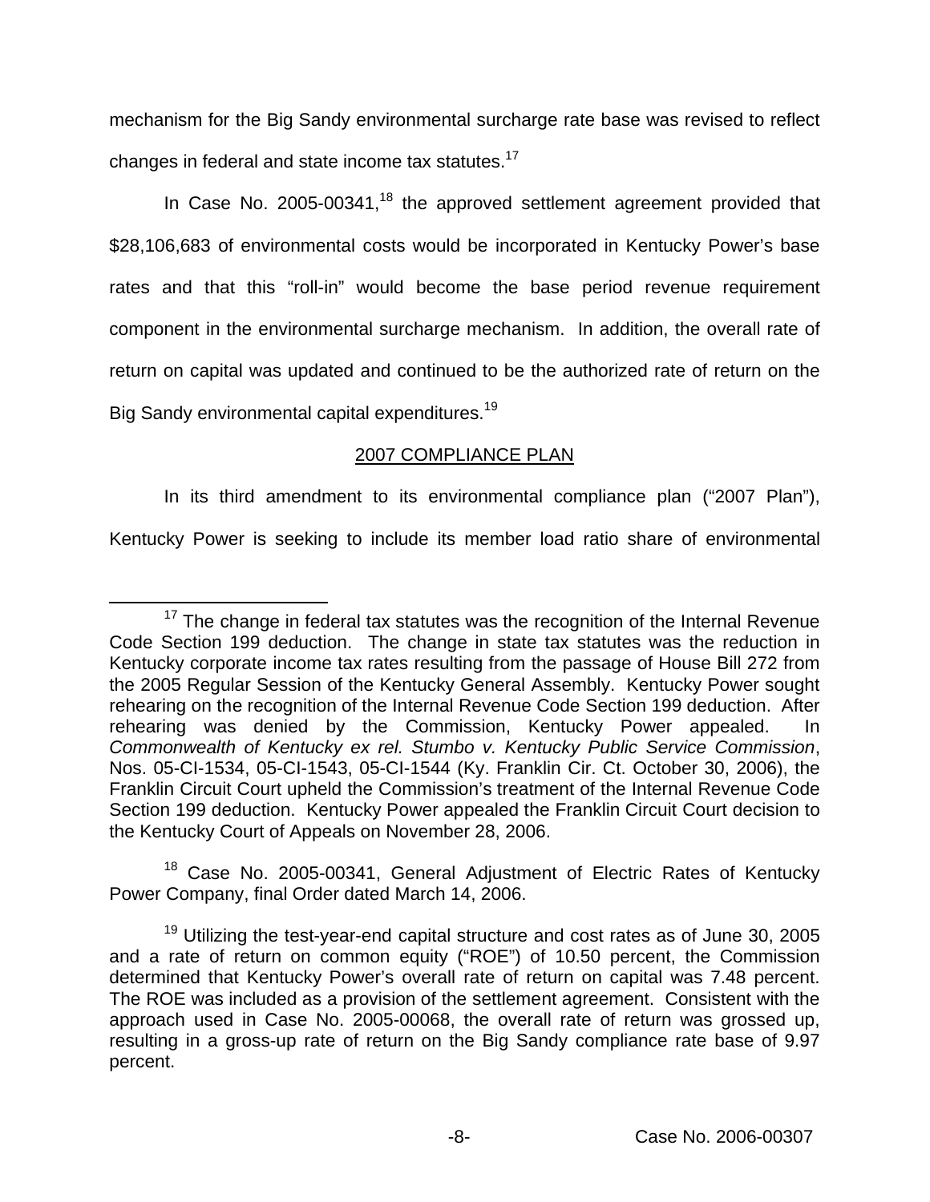mechanism for the Big Sandy environmental surcharge rate base was revised to reflect changes in federal and state income tax statutes.[17]

In Case No. 2005-00341,[18] the approved settlement agreement provided that $28,106,683 of environmental costs would be incorporated in Kentucky Power's base rates and that this "roll-in" would become the base period revenue requirement component in the environmental surcharge mechanism. In addition, the overall rate of return on capital was updated and continued to be the authorized rate of return on the Big Sandy environmental capital expenditures.[19]

## 2007 COMPLIANCE PLAN

In its third amendment to its environmental compliance plan ("2007 Plan"), Kentucky Power is seeking to include its member load ratio share of environmental

---

[17] The change in federal tax statutes was the recognition of the Internal Revenue Code Section 199 deduction. The change in state tax statutes was the reduction in Kentucky corporate income tax rates resulting from the passage of House Bill 272 from the 2005 Regular Session of the Kentucky General Assembly. Kentucky Power sought rehearing on the recognition of the Internal Revenue Code Section 199 deduction. After rehearing was denied by the Commission, Kentucky Power appealed. In *Commonwealth of Kentucky ex rel. Stumbo v. Kentucky Public Service Commission*, Nos. 05-CI-1534, 05-CI-1543, 05-CI-1544 (Ky. Franklin Cir. Ct. October 30, 2006), the Franklin Circuit Court upheld the Commission's treatment of the Internal Revenue Code Section 199 deduction. Kentucky Power appealed the Franklin Circuit Court decision to the Kentucky Court of Appeals on November 28, 2006.

[18] Case No. 2005-00341, General Adjustment of Electric Rates of Kentucky Power Company, final Order dated March 14, 2006.

[19] Utilizing the test-year-end capital structure and cost rates as of June 30, 2005 and a rate of return on common equity ("ROE") of 10.50 percent, the Commission determined that Kentucky Power's overall rate of return on capital was 7.48 percent. The ROE was included as a provision of the settlement agreement. Consistent with the approach used in Case No. 2005-00068, the overall rate of return was grossed up, resulting in a gross-up rate of return on the Big Sandy compliance rate base of 9.97 percent.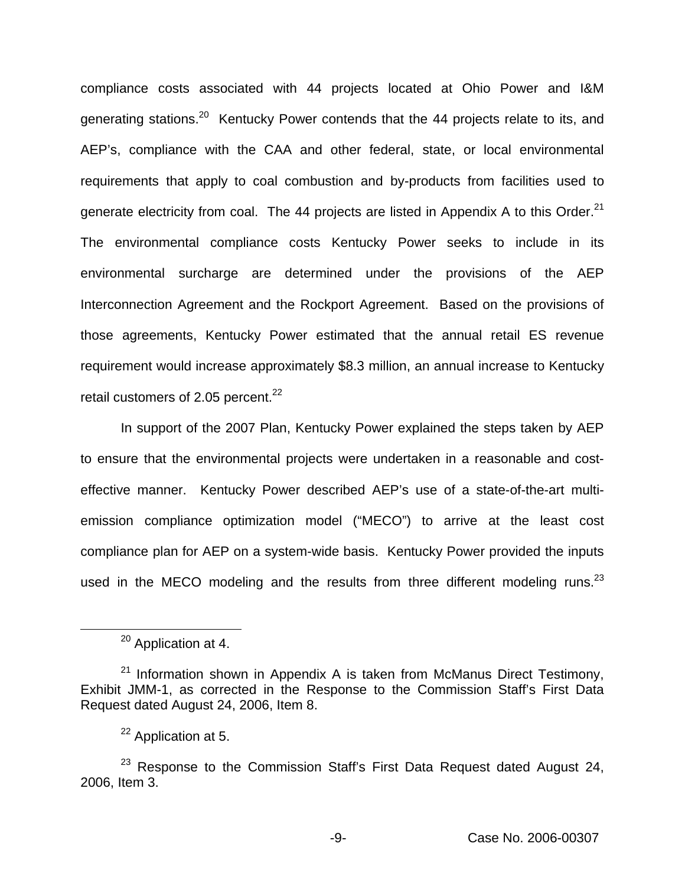compliance costs associated with 44 projects located at Ohio Power and I&M generating stations.[20] Kentucky Power contends that the 44 projects relate to its, and AEP's, compliance with the CAA and other federal, state, or local environmental requirements that apply to coal combustion and by-products from facilities used to generate electricity from coal. The 44 projects are listed in Appendix A to this Order.[21] The environmental compliance costs Kentucky Power seeks to include in its environmental surcharge are determined under the provisions of the AEP Interconnection Agreement and the Rockport Agreement. Based on the provisions of those agreements, Kentucky Power estimated that the annual retail ES revenue requirement would increase approximately $8.3 million, an annual increase to Kentucky retail customers of 2.05 percent.[22]

In support of the 2007 Plan, Kentucky Power explained the steps taken by AEP to ensure that the environmental projects were undertaken in a reasonable and cost-effective manner. Kentucky Power described AEP's use of a state-of-the-art multi-emission compliance optimization model ("MECO") to arrive at the least cost compliance plan for AEP on a system-wide basis. Kentucky Power provided the inputs used in the MECO modeling and the results from three different modeling runs.[23]

---

[20] Application at 4.

[21] Information shown in Appendix A is taken from McManus Direct Testimony, Exhibit JMM-1, as corrected in the Response to the Commission Staff's First Data Request dated August 24, 2006, Item 8.

[22] Application at 5.

[23] Response to the Commission Staff's First Data Request dated August 24, 2006, Item 3.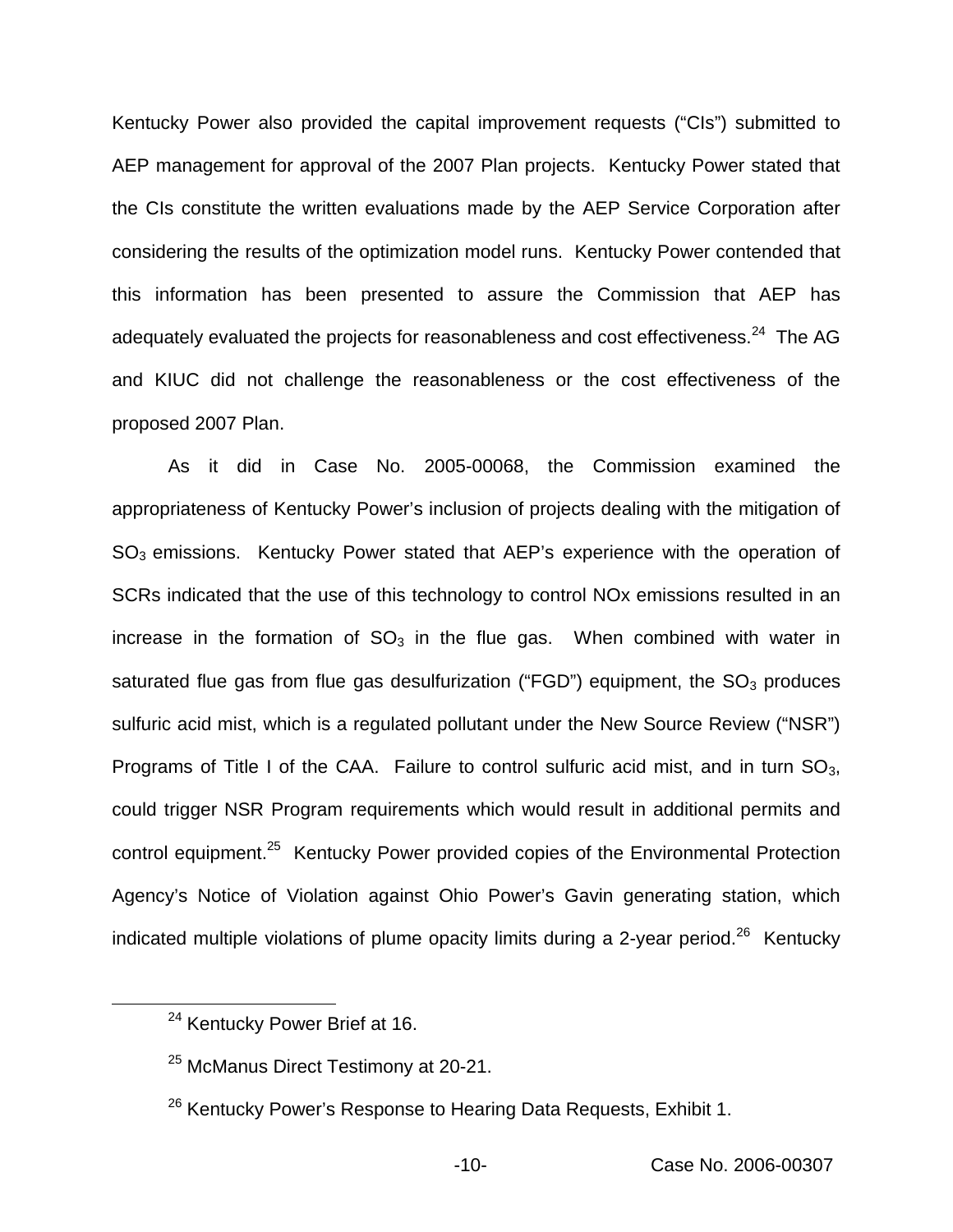Kentucky Power also provided the capital improvement requests ("CIs") submitted to AEP management for approval of the 2007 Plan projects. Kentucky Power stated that the CIs constitute the written evaluations made by the AEP Service Corporation after considering the results of the optimization model runs. Kentucky Power contended that this information has been presented to assure the Commission that AEP has adequately evaluated the projects for reasonableness and cost effectiveness.[24] The AG and KIUC did not challenge the reasonableness or the cost effectiveness of the proposed 2007 Plan.

As it did in Case No. 2005-00068, the Commission examined the appropriateness of Kentucky Power's inclusion of projects dealing with the mitigation of $SO_3$ emissions. Kentucky Power stated that AEP's experience with the operation of SCRs indicated that the use of this technology to control NOx emissions resulted in an increase in the formation of $SO_3$ in the flue gas. When combined with water in saturated flue gas from flue gas desulfurization ("FGD") equipment, the $SO_3$ produces sulfuric acid mist, which is a regulated pollutant under the New Source Review ("NSR") Programs of Title I of the CAA. Failure to control sulfuric acid mist, and in turn $SO_3$, could trigger NSR Program requirements which would result in additional permits and control equipment.[25] Kentucky Power provided copies of the Environmental Protection Agency's Notice of Violation against Ohio Power's Gavin generating station, which indicated multiple violations of plume opacity limits during a 2-year period.[26] Kentucky

[24] Kentucky Power Brief at 16.

[25] McManus Direct Testimony at 20-21.

[26] Kentucky Power's Response to Hearing Data Requests, Exhibit 1.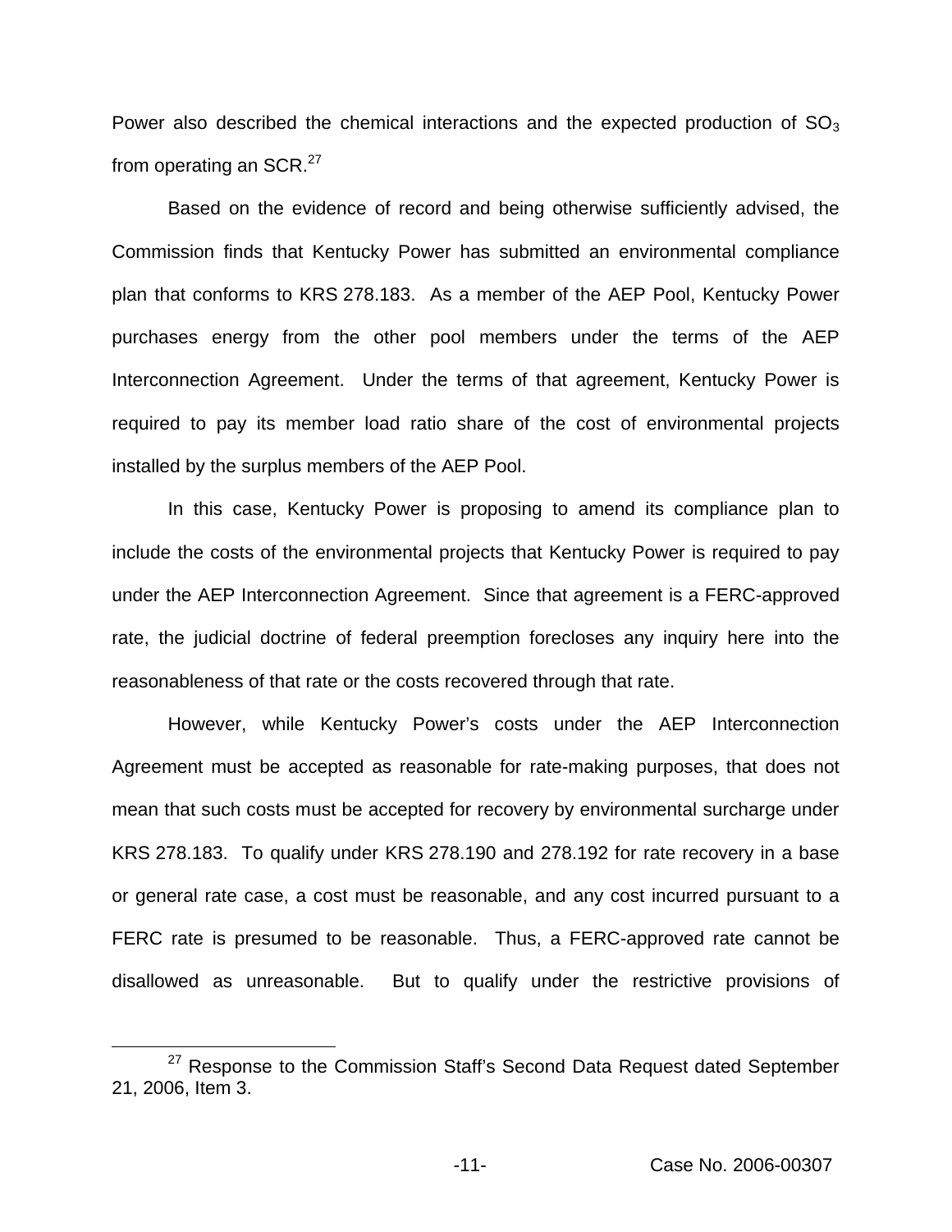Power also described the chemical interactions and the expected production of $SO_3$ from operating an SCR.[27]

Based on the evidence of record and being otherwise sufficiently advised, the Commission finds that Kentucky Power has submitted an environmental compliance plan that conforms to KRS 278.183. As a member of the AEP Pool, Kentucky Power purchases energy from the other pool members under the terms of the AEP Interconnection Agreement. Under the terms of that agreement, Kentucky Power is required to pay its member load ratio share of the cost of environmental projects installed by the surplus members of the AEP Pool.

In this case, Kentucky Power is proposing to amend its compliance plan to include the costs of the environmental projects that Kentucky Power is required to pay under the AEP Interconnection Agreement. Since that agreement is a FERC-approved rate, the judicial doctrine of federal preemption forecloses any inquiry here into the reasonableness of that rate or the costs recovered through that rate.

However, while Kentucky Power's costs under the AEP Interconnection Agreement must be accepted as reasonable for rate-making purposes, that does not mean that such costs must be accepted for recovery by environmental surcharge under KRS 278.183. To qualify under KRS 278.190 and 278.192 for rate recovery in a base or general rate case, a cost must be reasonable, and any cost incurred pursuant to a FERC rate is presumed to be reasonable. Thus, a FERC-approved rate cannot be disallowed as unreasonable. But to qualify under the restrictive provisions of

[27] Response to the Commission Staff's Second Data Request dated September 21, 2006, Item 3.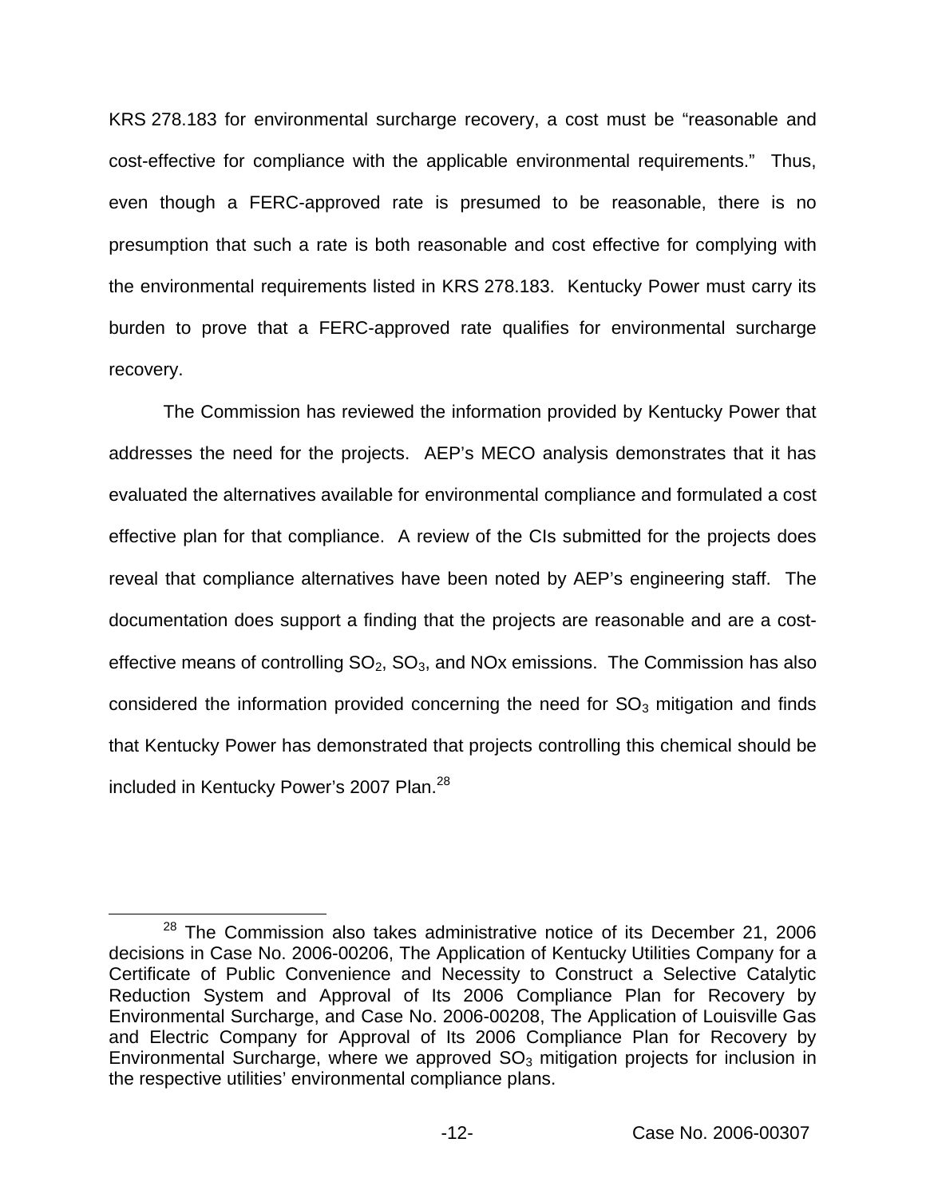KRS 278.183 for environmental surcharge recovery, a cost must be "reasonable and cost-effective for compliance with the applicable environmental requirements." Thus, even though a FERC-approved rate is presumed to be reasonable, there is no presumption that such a rate is both reasonable and cost effective for complying with the environmental requirements listed in KRS 278.183. Kentucky Power must carry its burden to prove that a FERC-approved rate qualifies for environmental surcharge recovery.

The Commission has reviewed the information provided by Kentucky Power that addresses the need for the projects. AEP's MECO analysis demonstrates that it has evaluated the alternatives available for environmental compliance and formulated a cost effective plan for that compliance. A review of the CIs submitted for the projects does reveal that compliance alternatives have been noted by AEP's engineering staff. The documentation does support a finding that the projects are reasonable and are a cost-effective means of controlling $SO_2$, $SO_3$, and NOx emissions. The Commission has also considered the information provided concerning the need for $SO_3$ mitigation and finds that Kentucky Power has demonstrated that projects controlling this chemical should be included in Kentucky Power's 2007 Plan.[28]

---

[28] The Commission also takes administrative notice of its December 21, 2006 decisions in Case No. 2006-00206, The Application of Kentucky Utilities Company for a Certificate of Public Convenience and Necessity to Construct a Selective Catalytic Reduction System and Approval of Its 2006 Compliance Plan for Recovery by Environmental Surcharge, and Case No. 2006-00208, The Application of Louisville Gas and Electric Company for Approval of Its 2006 Compliance Plan for Recovery by Environmental Surcharge, where we approved $SO_3$ mitigation projects for inclusion in the respective utilities' environmental compliance plans.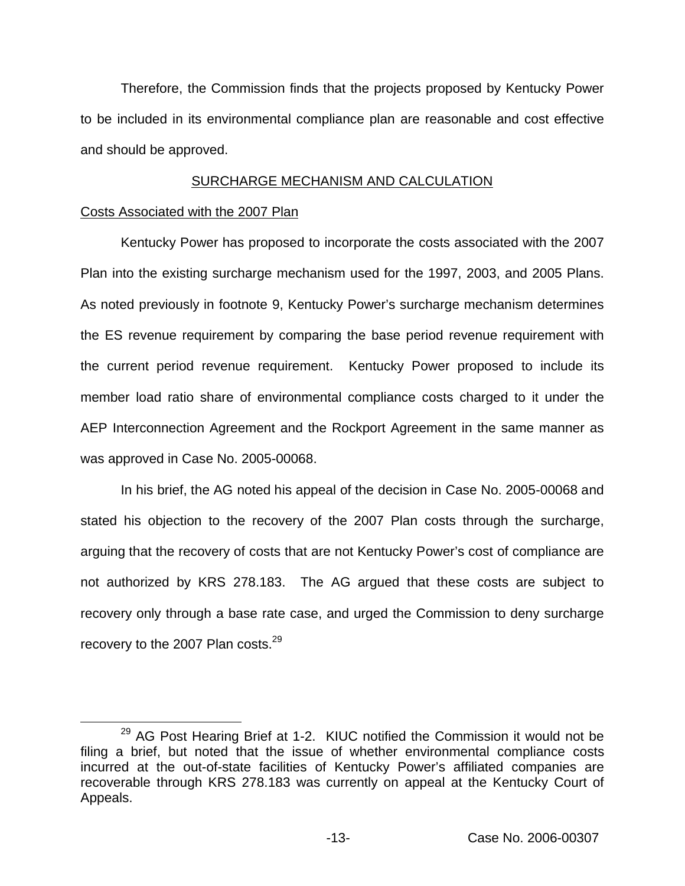Therefore, the Commission finds that the projects proposed by Kentucky Power to be included in its environmental compliance plan are reasonable and cost effective and should be approved.

## SURCHARGE MECHANISM AND CALCULATION

### Costs Associated with the 2007 Plan

Kentucky Power has proposed to incorporate the costs associated with the 2007 Plan into the existing surcharge mechanism used for the 1997, 2003, and 2005 Plans. As noted previously in footnote 9, Kentucky Power's surcharge mechanism determines the ES revenue requirement by comparing the base period revenue requirement with the current period revenue requirement. Kentucky Power proposed to include its member load ratio share of environmental compliance costs charged to it under the AEP Interconnection Agreement and the Rockport Agreement in the same manner as was approved in Case No. 2005-00068.

In his brief, the AG noted his appeal of the decision in Case No. 2005-00068 and stated his objection to the recovery of the 2007 Plan costs through the surcharge, arguing that the recovery of costs that are not Kentucky Power's cost of compliance are not authorized by KRS 278.183. The AG argued that these costs are subject to recovery only through a base rate case, and urged the Commission to deny surcharge recovery to the 2007 Plan costs.[29]

---

[29] AG Post Hearing Brief at 1-2. KIUC notified the Commission it would not be filing a brief, but noted that the issue of whether environmental compliance costs incurred at the out-of-state facilities of Kentucky Power's affiliated companies are recoverable through KRS 278.183 was currently on appeal at the Kentucky Court of Appeals.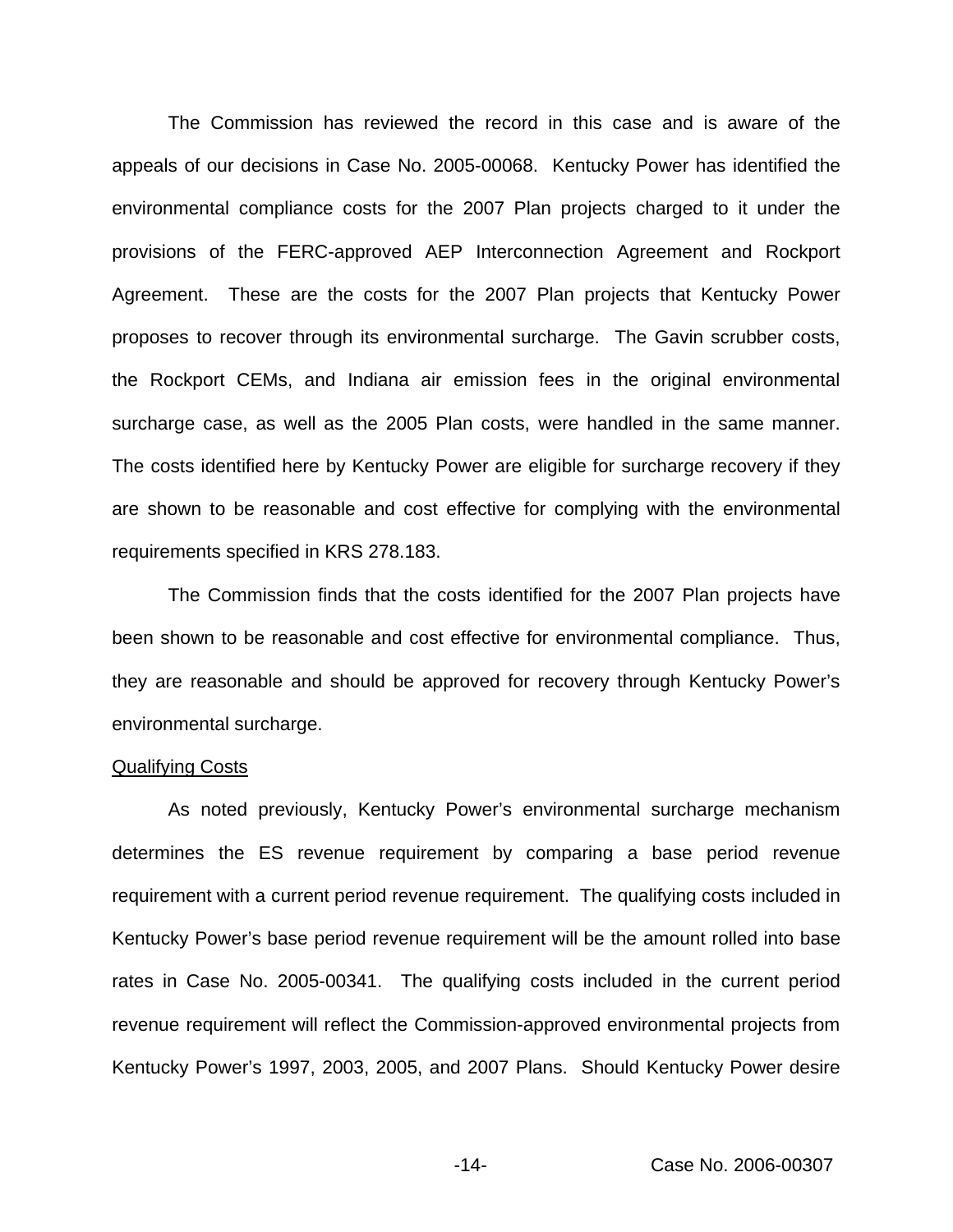The Commission has reviewed the record in this case and is aware of the appeals of our decisions in Case No. 2005-00068. Kentucky Power has identified the environmental compliance costs for the 2007 Plan projects charged to it under the provisions of the FERC-approved AEP Interconnection Agreement and Rockport Agreement. These are the costs for the 2007 Plan projects that Kentucky Power proposes to recover through its environmental surcharge. The Gavin scrubber costs, the Rockport CEMs, and Indiana air emission fees in the original environmental surcharge case, as well as the 2005 Plan costs, were handled in the same manner. The costs identified here by Kentucky Power are eligible for surcharge recovery if they are shown to be reasonable and cost effective for complying with the environmental requirements specified in KRS 278.183.

The Commission finds that the costs identified for the 2007 Plan projects have been shown to be reasonable and cost effective for environmental compliance. Thus, they are reasonable and should be approved for recovery through Kentucky Power's environmental surcharge.

Qualifying Costs

As noted previously, Kentucky Power's environmental surcharge mechanism determines the ES revenue requirement by comparing a base period revenue requirement with a current period revenue requirement. The qualifying costs included in Kentucky Power's base period revenue requirement will be the amount rolled into base rates in Case No. 2005-00341. The qualifying costs included in the current period revenue requirement will reflect the Commission-approved environmental projects from Kentucky Power's 1997, 2003, 2005, and 2007 Plans. Should Kentucky Power desire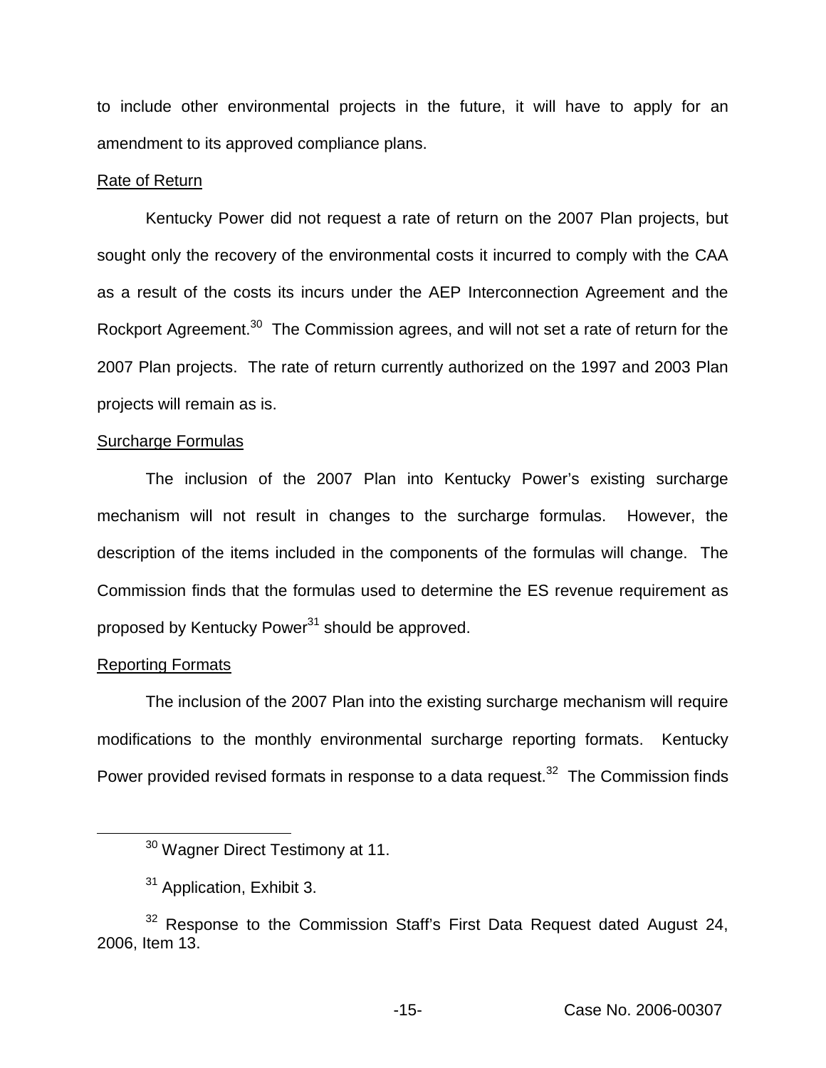to include other environmental projects in the future, it will have to apply for an amendment to its approved compliance plans.

Rate of Return

Kentucky Power did not request a rate of return on the 2007 Plan projects, but sought only the recovery of the environmental costs it incurred to comply with the CAA as a result of the costs its incurs under the AEP Interconnection Agreement and the Rockport Agreement.[30] The Commission agrees, and will not set a rate of return for the 2007 Plan projects. The rate of return currently authorized on the 1997 and 2003 Plan projects will remain as is.

Surcharge Formulas

The inclusion of the 2007 Plan into Kentucky Power's existing surcharge mechanism will not result in changes to the surcharge formulas. However, the description of the items included in the components of the formulas will change. The Commission finds that the formulas used to determine the ES revenue requirement as proposed by Kentucky Power[31] should be approved.

Reporting Formats

The inclusion of the 2007 Plan into the existing surcharge mechanism will require modifications to the monthly environmental surcharge reporting formats. Kentucky Power provided revised formats in response to a data request.[32] The Commission finds

[30] Wagner Direct Testimony at 11.

[31] Application, Exhibit 3.

[32] Response to the Commission Staff's First Data Request dated August 24, 2006, Item 13.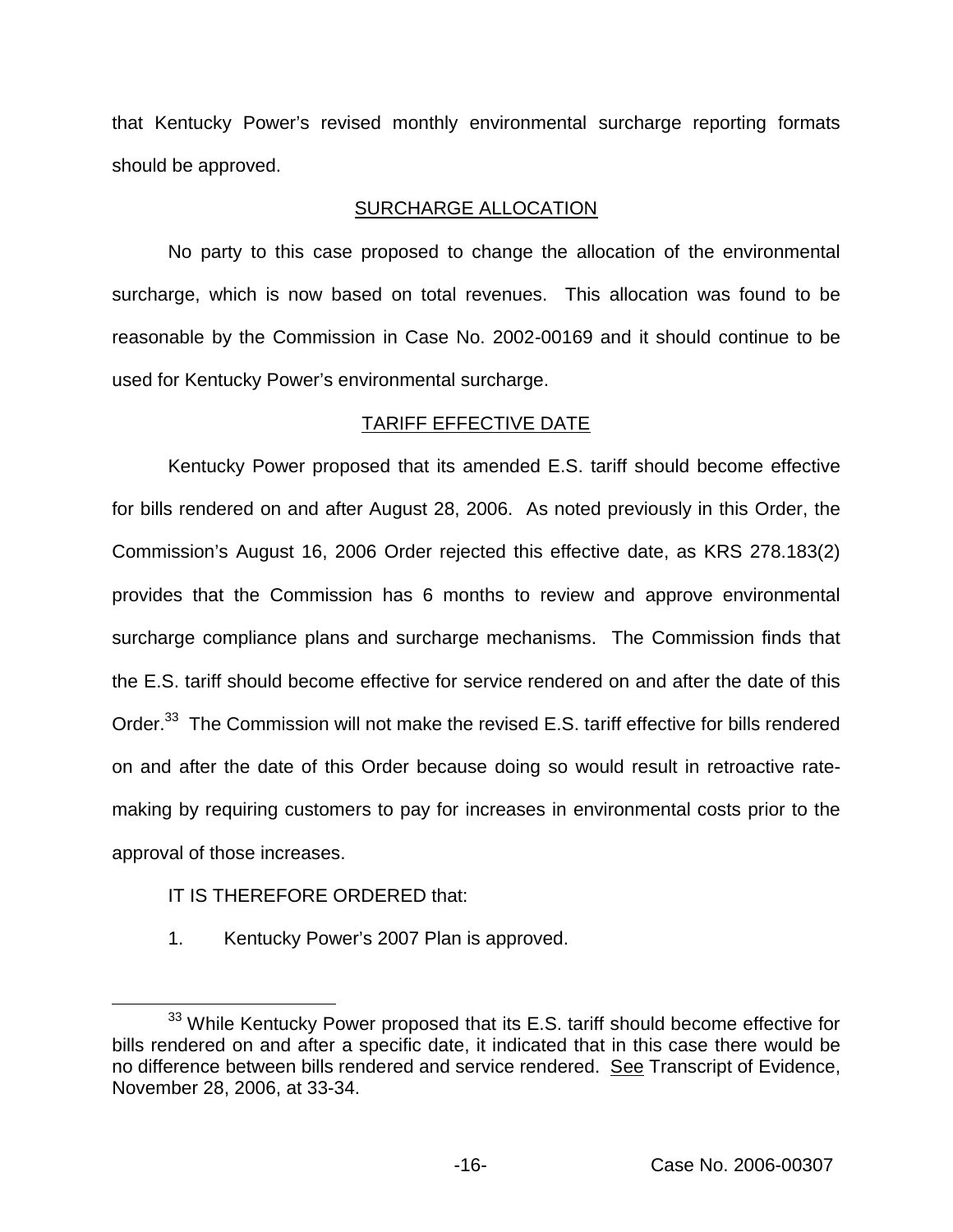that Kentucky Power's revised monthly environmental surcharge reporting formats should be approved.

## SURCHARGE ALLOCATION

No party to this case proposed to change the allocation of the environmental surcharge, which is now based on total revenues. This allocation was found to be reasonable by the Commission in Case No. 2002-00169 and it should continue to be used for Kentucky Power's environmental surcharge.

## TARIFF EFFECTIVE DATE

Kentucky Power proposed that its amended E.S. tariff should become effective for bills rendered on and after August 28, 2006. As noted previously in this Order, the Commission's August 16, 2006 Order rejected this effective date, as KRS 278.183(2) provides that the Commission has 6 months to review and approve environmental surcharge compliance plans and surcharge mechanisms. The Commission finds that the E.S. tariff should become effective for service rendered on and after the date of this Order.[33] The Commission will not make the revised E.S. tariff effective for bills rendered on and after the date of this Order because doing so would result in retroactive rate-making by requiring customers to pay for increases in environmental costs prior to the approval of those increases.

IT IS THEREFORE ORDERED that:

1. Kentucky Power's 2007 Plan is approved.

---

[33] While Kentucky Power proposed that its E.S. tariff should become effective for bills rendered on and after a specific date, it indicated that in this case there would be no difference between bills rendered and service rendered. See Transcript of Evidence, November 28, 2006, at 33-34.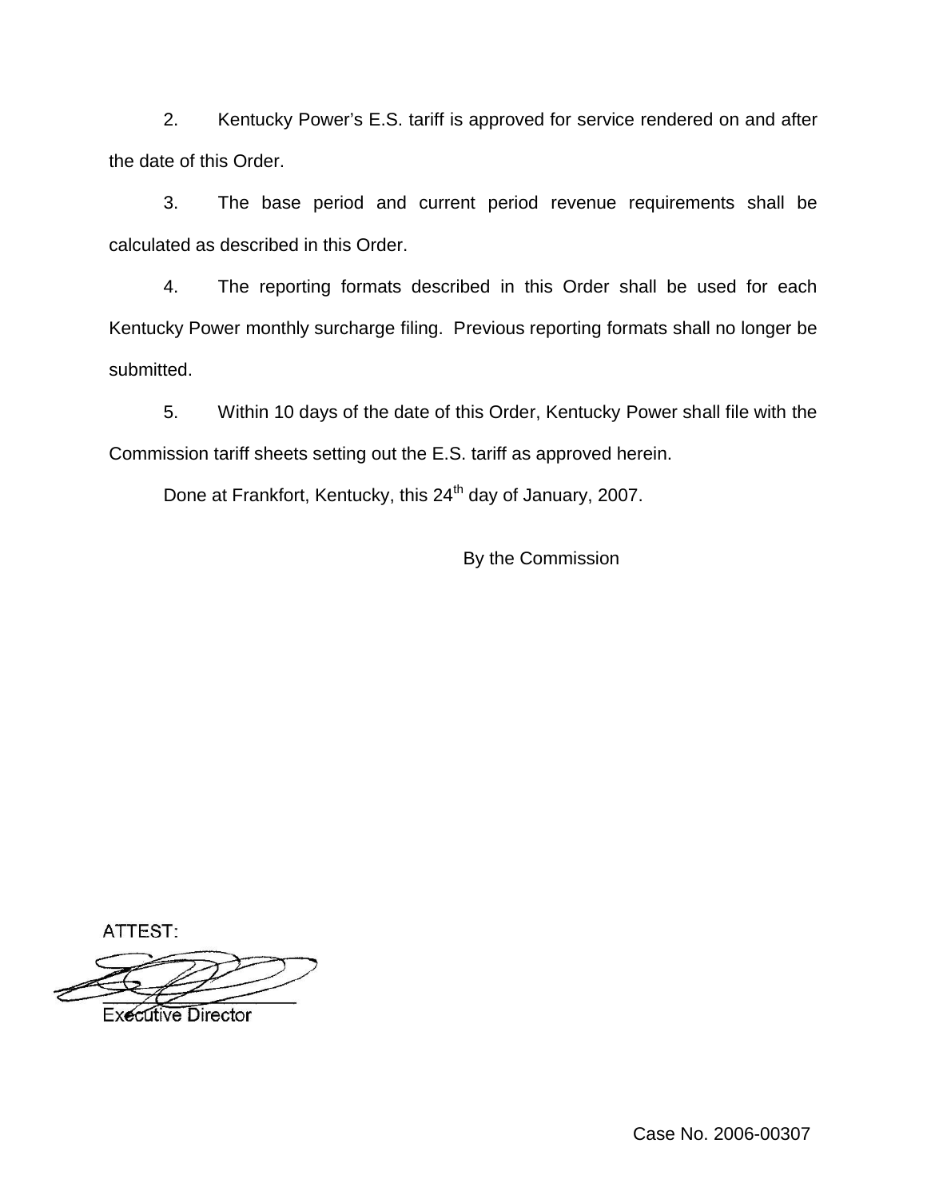2. Kentucky Power's E.S. tariff is approved for service rendered on and after the date of this Order.

3. The base period and current period revenue requirements shall be calculated as described in this Order.

4. The reporting formats described in this Order shall be used for each Kentucky Power monthly surcharge filing. Previous reporting formats shall no longer be submitted.

5. Within 10 days of the date of this Order, Kentucky Power shall file with the Commission tariff sheets setting out the E.S. tariff as approved herein.

Done at Frankfort, Kentucky, this 24th day of January, 2007.

By the Commission

ATTEST:

Executive Director

Case No. 2006-00307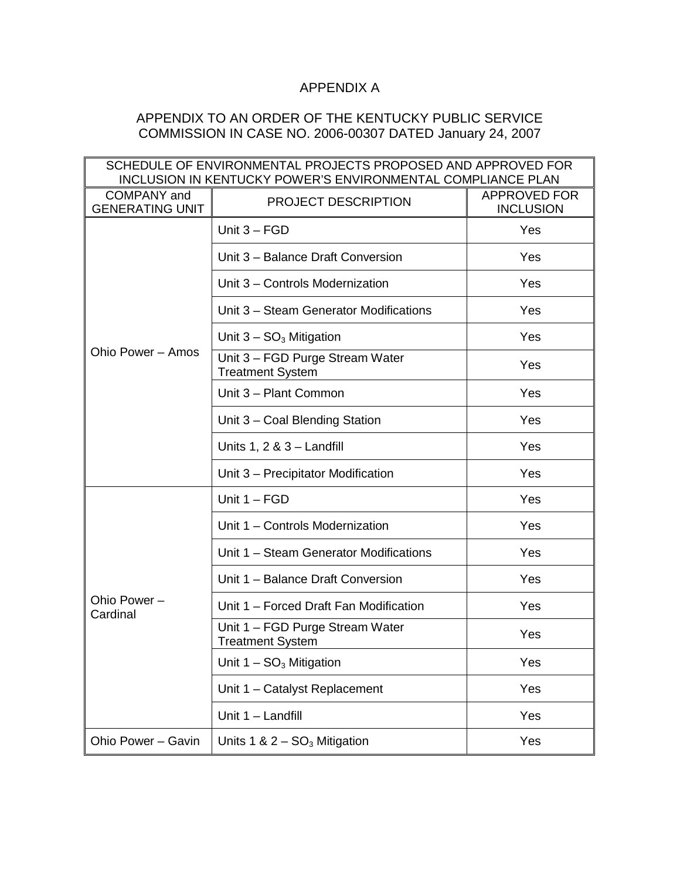# APPENDIX A

## APPENDIX TO AN ORDER OF THE KENTUCKY PUBLIC SERVICE COMMISSION IN CASE NO. 2006-00307 DATED January 24, 2007

| SCHEDULE OF ENVIRONMENTAL PROJECTS PROPOSED AND APPROVED FOR INCLUSION IN KENTUCKY POWER'S ENVIRONMENTAL COMPLIANCE PLAN | | |
|---|---|---|
| COMPANY and GENERATING UNIT | PROJECT DESCRIPTION | APPROVED FOR INCLUSION |
| Ohio Power – Amos | Unit 3 – FGD | Yes |
| | Unit 3 – Balance Draft Conversion | Yes |
| | Unit 3 – Controls Modernization | Yes |
| | Unit 3 – Steam Generator Modifications | Yes |
| | Unit 3 – $SO_3$ Mitigation | Yes |
| | Unit 3 – FGD Purge Stream Water Treatment System | Yes |
| | Unit 3 – Plant Common | Yes |
| | Unit 3 – Coal Blending Station | Yes |
| | Units 1, 2 & 3 – Landfill | Yes |
| | Unit 3 – Precipitator Modification | Yes |
| Ohio Power – Cardinal | Unit 1 – FGD | Yes |
| | Unit 1 – Controls Modernization | Yes |
| | Unit 1 – Steam Generator Modifications | Yes |
| | Unit 1 – Balance Draft Conversion | Yes |
| | Unit 1 – Forced Draft Fan Modification | Yes |
| | Unit 1 – FGD Purge Stream Water Treatment System | Yes |
| | Unit 1 – $SO_3$ Mitigation | Yes |
| | Unit 1 – Catalyst Replacement | Yes |
| | Unit 1 – Landfill | Yes |
| Ohio Power – Gavin | Units 1 & 2 – $SO_3$ Mitigation | Yes |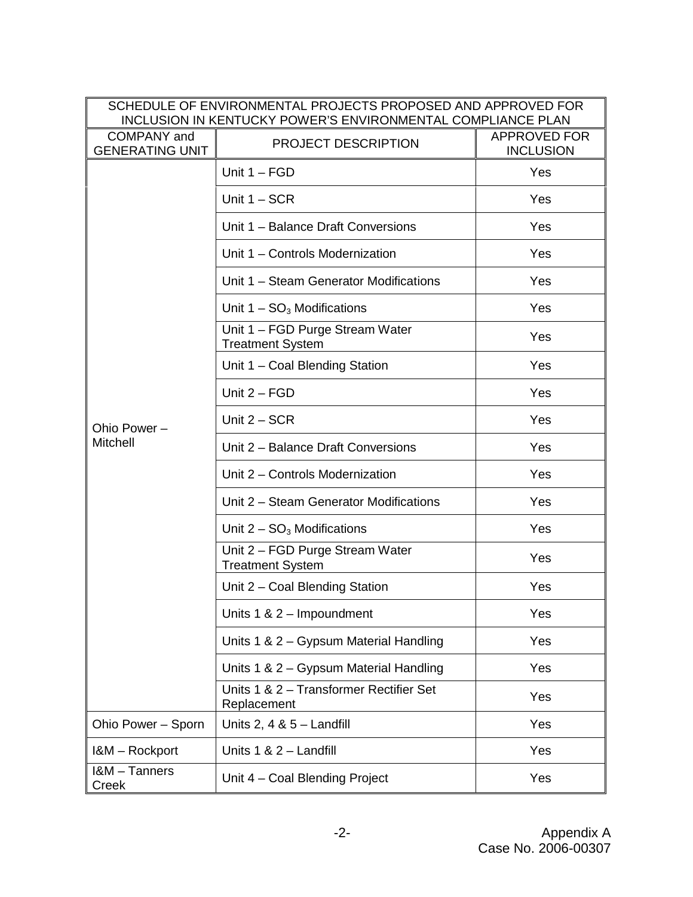| SCHEDULE OF ENVIRONMENTAL PROJECTS PROPOSED AND APPROVED FOR INCLUSION IN KENTUCKY POWER'S ENVIRONMENTAL COMPLIANCE PLAN | | |
|---|---|---|
| COMPANY and GENERATING UNIT | PROJECT DESCRIPTION | APPROVED FOR INCLUSION |
| Ohio Power – Mitchell | Unit 1 – FGD | Yes |
| | Unit 1 – SCR | Yes |
| | Unit 1 – Balance Draft Conversions | Yes |
| | Unit 1 – Controls Modernization | Yes |
| | Unit 1 – Steam Generator Modifications | Yes |
| | Unit 1 – $SO_3$ Modifications | Yes |
| | Unit 1 – FGD Purge Stream Water Treatment System | Yes |
| | Unit 1 – Coal Blending Station | Yes |
| | Unit 2 – FGD | Yes |
| | Unit 2 – SCR | Yes |
| | Unit 2 – Balance Draft Conversions | Yes |
| | Unit 2 – Controls Modernization | Yes |
| | Unit 2 – Steam Generator Modifications | Yes |
| | Unit 2 – $SO_3$ Modifications | Yes |
| | Unit 2 – FGD Purge Stream Water Treatment System | Yes |
| | Unit 2 – Coal Blending Station | Yes |
| | Units 1 & 2 – Impoundment | Yes |
| | Units 1 & 2 – Gypsum Material Handling | Yes |
| | Units 1 & 2 – Gypsum Material Handling | Yes |
| | Units 1 & 2 – Transformer Rectifier Set Replacement | Yes |
| Ohio Power – Sporn | Units 2, 4 & 5 – Landfill | Yes |
| I&M – Rockport | Units 1 & 2 – Landfill | Yes |
| I&M – Tanners Creek | Unit 4 – Coal Blending Project | Yes |

Appendix A
Case No. 2006-00307